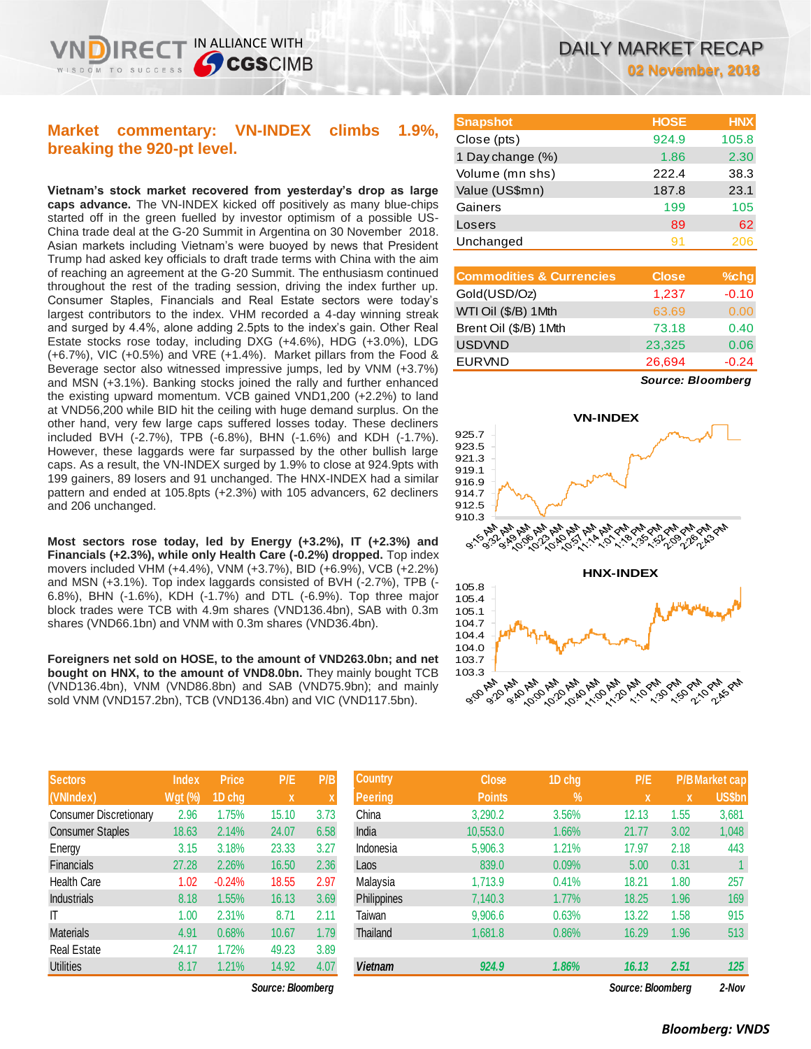# DAILY MARKET RECAP

**02 November, 2018**

## Market commentary: VN-INDEX climbs 1.9%, breaking the 920-pt level.

**Vietnam's stock market recovered from yesterday's drop as large caps advance.** The VN-INDEX kicked off positively as many blue-chips started off in the green fuelled by investor optimism of a possible US-China trade deal at the G-20 Summit in Argentina on 30 November 2018. Asian markets including Vietnam's were buoyed by news that President Trump had asked key officials to draft trade terms with China with the aim of reaching an agreement at the G-20 Summit. The enthusiasm continued throughout the rest of the trading session, driving the index further up. Consumer Staples, Financials and Real Estate sectors were today's largest contributors to the index. VHM recorded a 4-day winning streak and surged by 4.4%, alone adding 2.5pts to the index's gain. Other Real Estate stocks rose today, including DXG (+4.6%), HDG (+3.0%), LDG (+6.7%), VIC (+0.5%) and VRE (+1.4%). Market pillars from the Food & Beverage sector also witnessed impressive jumps, led by VNM (+3.7%) and MSN (+3.1%). Banking stocks joined the rally and further enhanced the existing upward momentum. VCB gained VND1,200 (+2.2%) to land at VND56,200 while BID hit the ceiling with huge demand surplus. On the other hand, very few large caps suffered losses today. These decliners included BVH (-2.7%), TPB (-6.8%), BHN (-1.6%) and KDH (-1.7%). However, these laggards were far surpassed by the other bullish large caps. As a result, the VN-INDEX surged by 1.9% to close at 924.9pts with 199 gainers, 89 losers and 91 unchanged. The HNX-INDEX had a similar pattern and ended at 105.8pts (+2.3%) with 105 advancers, 62 decliners and 206 unchanged.

**Most sectors rose today, led by Energy (+3.2%), IT (+2.3%) and Financials (+2.3%), while only Health Care (-0.2%) dropped.** Top index movers included VHM (+4.4%), VNM (+3.7%), BID (+6.9%), VCB (+2.2%) and MSN (+3.1%). Top index laggards consisted of BVH (-2.7%), TPB (-6.8%), BHN (-1.6%), KDH (-1.7%) and DTL (-6.9%). Top three major block trades were TCB with 4.9m shares (VND136.4bn), SAB with 0.3m shares (VND66.1bn) and VNM with 0.3m shares (VND36.4bn).

**Foreigners net sold on HOSE, to the amount of VND263.0bn; and net bought on HNX, to the amount of VND8.0bn.** They mainly bought TCB (VND136.4bn), VNM (VND86.8bn) and SAB (VND75.9bn); and mainly sold VNM (VND157.2bn), TCB (VND136.4bn) and VIC (VND117.5bn).

| Snapshot | HOSE | HNX |
|---|---|---|
| Close (pts) | 924.9 | 105.8 |
| 1 Day change (%) | 1.86 | 2.30 |
| Volume (mn shs) | 222.4 | 38.3 |
| Value (US$mn) | 187.8 | 23.1 |
| Gainers | 199 | 105 |
| Losers | 89 | 62 |
| Unchanged | 91 | 206 |

| Commodities & Currencies | Close | %chg |
|---|---|---|
| Gold(USD/Oz) | 1,237 | -0.10 |
| WTI Oil ($/B) 1Mth | 63.69 | 0.00 |
| Brent Oil ($/B) 1Mth | 73.18 | 0.40 |
| USDVND | 23,325 | 0.06 |
| EURVND | 26,694 | -0.24 |

*Source: Bloomberg*

VN-INDEX

925.7
923.5
921.3
919.1
916.9
914.7
912.5
910.3

9:15 AM 9:32 AM 9:49 AM 10:06 AM 10:23 AM 10:40 AM 10:57 AM 11:14 AM 1:01 PM 1:18 PM 1:35 PM 1:52 PM 2:09 PM 2:26 PM 2:43 PM

HNX-INDEX

105.8
105.4
105.1
104.7
104.4
104.0
103.7
103.3

9:00 AM 9:20 AM 9:40 AM 10:00 AM 10:20 AM 10:40 AM 11:00 AM 11:20 AM 1:10 PM 1:30 PM 1:50 PM 2:10 PM 2:45 PM

| Sectors (VNIndex) | Index Wgt (%) | Price 1D chg | P/E x | P/B x |
|---|---|---|---|---|
| Consumer Discretionary | 2.96 | 1.75% | 15.10 | 3.73 |
| Consumer Staples | 18.63 | 2.14% | 24.07 | 6.58 |
| Energy | 3.15 | 3.18% | 23.33 | 3.27 |
| Financials | 27.28 | 2.26% | 16.50 | 2.36 |
| Health Care | 1.02 | -0.24% | 18.55 | 2.97 |
| Industrials | 8.18 | 1.55% | 16.13 | 3.69 |
| IT | 1.00 | 2.31% | 8.71 | 2.11 |
| Materials | 4.91 | 0.68% | 10.67 | 1.79 |
| Real Estate | 24.17 | 1.72% | 49.23 | 3.89 |
| Utilities | 8.17 | 1.21% | 14.92 | 4.07 |

*Source: Bloomberg*

| Country Peering | Close Points | 1D chg % | P/E x | P/B x | Market cap US$bn |
|---|---|---|---|---|---|
| China | 3,290.2 | 3.56% | 12.13 | 1.55 | 3,681 |
| India | 10,553.0 | 1.66% | 21.77 | 3.02 | 1,048 |
| Indonesia | 5,906.3 | 1.21% | 17.97 | 2.18 | 443 |
| Laos | 839.0 | 0.09% | 5.00 | 0.31 | 1 |
| Malaysia | 1,713.9 | 0.41% | 18.21 | 1.80 | 257 |
| Philippines | 7,140.3 | 1.77% | 18.25 | 1.96 | 169 |
| Taiwan | 9,906.6 | 0.63% | 13.22 | 1.58 | 915 |
| Thailand | 1,681.8 | 0.86% | 16.29 | 1.96 | 513 |
| ***Vietnam*** | ***924.9*** | ***1.86%*** | ***16.13*** | ***2.51*** | ***125*** |

*Source: Bloomberg* *2-Nov*

***Bloomberg: VNDS***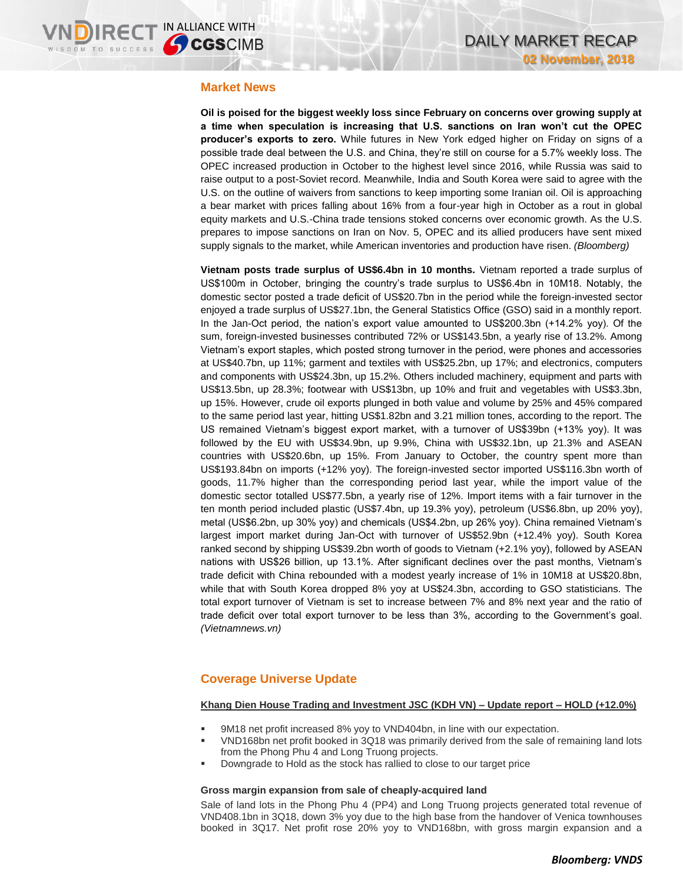## Market News

**Oil is poised for the biggest weekly loss since February on concerns over growing supply at a time when speculation is increasing that U.S. sanctions on Iran won't cut the OPEC producer's exports to zero.** While futures in New York edged higher on Friday on signs of a possible trade deal between the U.S. and China, they're still on course for a 5.7% weekly loss. The OPEC increased production in October to the highest level since 2016, while Russia was said to raise output to a post-Soviet record. Meanwhile, India and South Korea were said to agree with the U.S. on the outline of waivers from sanctions to keep importing some Iranian oil. Oil is approaching a bear market with prices falling about 16% from a four-year high in October as a rout in global equity markets and U.S.-China trade tensions stoked concerns over economic growth. As the U.S. prepares to impose sanctions on Iran on Nov. 5, OPEC and its allied producers have sent mixed supply signals to the market, while American inventories and production have risen. *(Bloomberg)*

**Vietnam posts trade surplus of US$6.4bn in 10 months.** Vietnam reported a trade surplus of US$100m in October, bringing the country's trade surplus to US$6.4bn in 10M18. Notably, the domestic sector posted a trade deficit of US$20.7bn in the period while the foreign-invested sector enjoyed a trade surplus of US$27.1bn, the General Statistics Office (GSO) said in a monthly report. In the Jan-Oct period, the nation's export value amounted to US$200.3bn (+14.2% yoy). Of the sum, foreign-invested businesses contributed 72% or US$143.5bn, a yearly rise of 13.2%. Among Vietnam's export staples, which posted strong turnover in the period, were phones and accessories at US$40.7bn, up 11%; garment and textiles with US$25.2bn, up 17%; and electronics, computers and components with US$24.3bn, up 15.2%. Others included machinery, equipment and parts with US$13.5bn, up 28.3%; footwear with US$13bn, up 10% and fruit and vegetables with US$3.3bn, up 15%. However, crude oil exports plunged in both value and volume by 25% and 45% compared to the same period last year, hitting US$1.82bn and 3.21 million tones, according to the report. The US remained Vietnam's biggest export market, with a turnover of US$39bn (+13% yoy). It was followed by the EU with US$34.9bn, up 9.9%, China with US$32.1bn, up 21.3% and ASEAN countries with US$20.6bn, up 15%. From January to October, the country spent more than US$193.84bn on imports (+12% yoy). The foreign-invested sector imported US$116.3bn worth of goods, 11.7% higher than the corresponding period last year, while the import value of the domestic sector totalled US$77.5bn, a yearly rise of 12%. Import items with a fair turnover in the ten month period included plastic (US$7.4bn, up 19.3% yoy), petroleum (US$6.8bn, up 20% yoy), metal (US$6.2bn, up 30% yoy) and chemicals (US$4.2bn, up 26% yoy). China remained Vietnam's largest import market during Jan-Oct with turnover of US$52.9bn (+12.4% yoy). South Korea ranked second by shipping US$39.2bn worth of goods to Vietnam (+2.1% yoy), followed by ASEAN nations with US$26 billion, up 13.1%. After significant declines over the past months, Vietnam's trade deficit with China rebounded with a modest yearly increase of 1% in 10M18 at US$20.8bn, while that with South Korea dropped 8% yoy at US$24.3bn, according to GSO statisticians. The total export turnover of Vietnam is set to increase between 7% and 8% next year and the ratio of trade deficit over total export turnover to be less than 3%, according to the Government's goal. *(Vietnamnews.vn)*

## Coverage Universe Update

**Khang Dien House Trading and Investment JSC (KDH VN) – Update report – HOLD (+12.0%)**

- 9M18 net profit increased 8% yoy to VND404bn, in line with our expectation.
- VND168bn net profit booked in 3Q18 was primarily derived from the sale of remaining land lots from the Phong Phu 4 and Long Truong projects.
- Downgrade to Hold as the stock has rallied to close to our target price

**Gross margin expansion from sale of cheaply-acquired land**

Sale of land lots in the Phong Phu 4 (PP4) and Long Truong projects generated total revenue of VND408.1bn in 3Q18, down 3% yoy due to the high base from the handover of Venica townhouses booked in 3Q17. Net profit rose 20% yoy to VND168bn, with gross margin expansion and a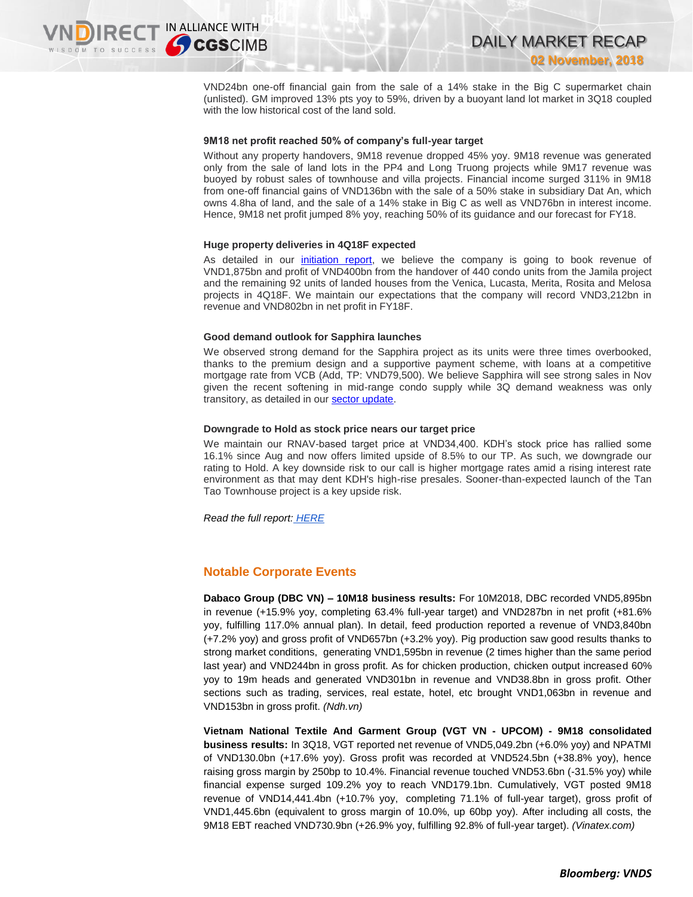VND24bn one-off financial gain from the sale of a 14% stake in the Big C supermarket chain (unlisted). GM improved 13% pts yoy to 59%, driven by a buoyant land lot market in 3Q18 coupled with the low historical cost of the land sold.

**9M18 net profit reached 50% of company's full-year target**

Without any property handovers, 9M18 revenue dropped 45% yoy. 9M18 revenue was generated only from the sale of land lots in the PP4 and Long Truong projects while 9M17 revenue was buoyed by robust sales of townhouse and villa projects. Financial income surged 311% in 9M18 from one-off financial gains of VND136bn with the sale of a 50% stake in subsidiary Dat An, which owns 4.8ha of land, and the sale of a 14% stake in Big C as well as VND76bn in interest income. Hence, 9M18 net profit jumped 8% yoy, reaching 50% of its guidance and our forecast for FY18.

**Huge property deliveries in 4Q18F expected**

As detailed in our initiation report, we believe the company is going to book revenue of VND1,875bn and profit of VND400bn from the handover of 440 condo units from the Jamila project and the remaining 92 units of landed houses from the Venica, Lucasta, Merita, Rosita and Melosa projects in 4Q18F. We maintain our expectations that the company will record VND3,212bn in revenue and VND802bn in net profit in FY18F.

**Good demand outlook for Sapphira launches**

We observed strong demand for the Sapphira project as its units were three times overbooked, thanks to the premium design and a supportive payment scheme, with loans at a competitive mortgage rate from VCB (Add, TP: VND79,500). We believe Sapphira will see strong sales in Nov given the recent softening in mid-range condo supply while 3Q demand weakness was only transitory, as detailed in our sector update.

**Downgrade to Hold as stock price nears our target price**

We maintain our RNAV-based target price at VND34,400. KDH's stock price has rallied some 16.1% since Aug and now offers limited upside of 8.5% to our TP. As such, we downgrade our rating to Hold. A key downside risk to our call is higher mortgage rates amid a rising interest rate environment as that may dent KDH's high-rise presales. Sooner-than-expected launch of the Tan Tao Townhouse project is a key upside risk.

*Read the full report: HERE*

## Notable Corporate Events

**Dabaco Group (DBC VN) – 10M18 business results:** For 10M2018, DBC recorded VND5,895bn in revenue (+15.9% yoy, completing 63.4% full-year target) and VND287bn in net profit (+81.6% yoy, fulfilling 117.0% annual plan). In detail, feed production reported a revenue of VND3,840bn (+7.2% yoy) and gross profit of VND657bn (+3.2% yoy). Pig production saw good results thanks to strong market conditions, generating VND1,595bn in revenue (2 times higher than the same period last year) and VND244bn in gross profit. As for chicken production, chicken output increased 60% yoy to 19m heads and generated VND301bn in revenue and VND38.8bn in gross profit. Other sections such as trading, services, real estate, hotel, etc brought VND1,063bn in revenue and VND153bn in gross profit. *(Ndh.vn)*

**Vietnam National Textile And Garment Group (VGT VN - UPCOM) - 9M18 consolidated business results:** In 3Q18, VGT reported net revenue of VND5,049.2bn (+6.0% yoy) and NPATMI of VND130.0bn (+17.6% yoy). Gross profit was recorded at VND524.5bn (+38.8% yoy), hence raising gross margin by 250bp to 10.4%. Financial revenue touched VND53.6bn (-31.5% yoy) while financial expense surged 109.2% yoy to reach VND179.1bn. Cumulatively, VGT posted 9M18 revenue of VND14,441.4bn (+10.7% yoy, completing 71.1% of full-year target), gross profit of VND1,445.6bn (equivalent to gross margin of 10.0%, up 60bp yoy). After including all costs, the 9M18 EBT reached VND730.9bn (+26.9% yoy, fulfilling 92.8% of full-year target). *(Vinatex.com)*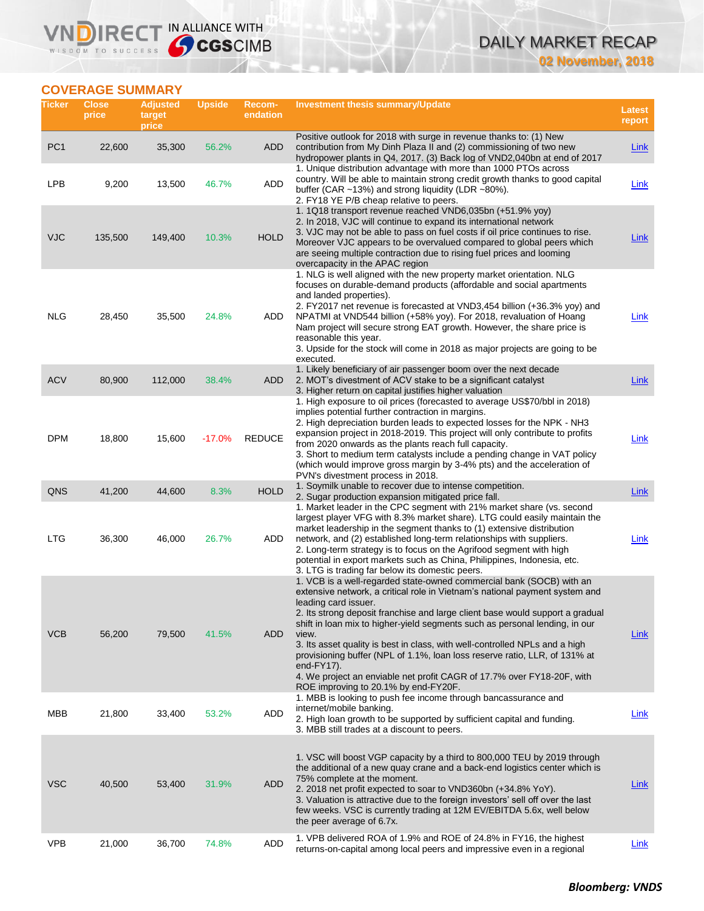# COVERAGE SUMMARY

| Ticker | Close price | Adjusted target price | Upside | Recom-endation | Investment thesis summary/Update | Latest report |
|---|---|---|---|---|---|---|
| PC1 | 22,600 | 35,300 | 56.2% | ADD | Positive outlook for 2018 with surge in revenue thanks to: (1) New contribution from My Dinh Plaza II and (2) commissioning of two new hydropower plants in Q4, 2017. (3) Back log of VND2,040bn at end of 2017 | Link |
| LPB | 9,200 | 13,500 | 46.7% | ADD | 1. Unique distribution advantage with more than 1000 PTOs across country. Will be able to maintain strong credit growth thanks to good capital buffer (CAR ~13%) and strong liquidity (LDR ~80%).<br>2. FY18 YE P/B cheap relative to peers. | Link |
| VJC | 135,500 | 149,400 | 10.3% | HOLD | 1. 1Q18 transport revenue reached VND6,035bn (+51.9% yoy)<br>2. In 2018, VJC will continue to expand its international network<br>3. VJC may not be able to pass on fuel costs if oil price continues to rise. Moreover VJC appears to be overvalued compared to global peers which are seeing multiple contraction due to rising fuel prices and looming overcapacity in the APAC region | Link |
| NLG | 28,450 | 35,500 | 24.8% | ADD | 1. NLG is well aligned with the new property market orientation. NLG focuses on durable-demand products (affordable and social apartments and landed properties).<br>2. FY2017 net revenue is forecasted at VND3,454 billion (+36.3% yoy) and NPATMI at VND544 billion (+58% yoy). For 2018, revaluation of Hoang Nam project will secure strong EAT growth. However, the share price is reasonable this year.<br>3. Upside for the stock will come in 2018 as major projects are going to be executed. | Link |
| ACV | 80,900 | 112,000 | 38.4% | ADD | 1. Likely beneficiary of air passenger boom over the next decade<br>2. MOT's divestment of ACV stake to be a significant catalyst<br>3. Higher return on capital justifies higher valuation | Link |
| DPM | 18,800 | 15,600 | -17.0% | REDUCE | 1. High exposure to oil prices (forecasted to average US$70/bbl in 2018) implies potential further contraction in margins.<br>2. High depreciation burden leads to expected losses for the NPK - NH3 expansion project in 2018-2019. This project will only contribute to profits from 2020 onwards as the plants reach full capacity.<br>3. Short to medium term catalysts include a pending change in VAT policy (which would improve gross margin by 3-4% pts) and the acceleration of PVN's divestment process in 2018. | Link |
| QNS | 41,200 | 44,600 | 8.3% | HOLD | 1. Soymilk unable to recover due to intense competition.<br>2. Sugar production expansion mitigated price fall. | Link |
| LTG | 36,300 | 46,000 | 26.7% | ADD | 1. Market leader in the CPC segment with 21% market share (vs. second largest player VFG with 8.3% market share). LTG could easily maintain the market leadership in the segment thanks to (1) extensive distribution network, and (2) established long-term relationships with suppliers.<br>2. Long-term strategy is to focus on the Agrifood segment with high potential in export markets such as China, Philippines, Indonesia, etc.<br>3. LTG is trading far below its domestic peers. | Link |
| VCB | 56,200 | 79,500 | 41.5% | ADD | 1. VCB is a well-regarded state-owned commercial bank (SOCB) with an extensive network, a critical role in Vietnam's national payment system and leading card issuer.<br>2. Its strong deposit franchise and large client base would support a gradual shift in loan mix to higher-yield segments such as personal lending, in our view.<br>3. Its asset quality is best in class, with well-controlled NPLs and a high provisioning buffer (NPL of 1.1%, loan loss reserve ratio, LLR, of 131% at end-FY17).<br>4. We project an enviable net profit CAGR of 17.7% over FY18-20F, with ROE improving to 20.1% by end-FY20F. | Link |
| MBB | 21,800 | 33,400 | 53.2% | ADD | 1. MBB is looking to push fee income through bancassurance and internet/mobile banking.<br>2. High loan growth to be supported by sufficient capital and funding.<br>3. MBB still trades at a discount to peers. | Link |
| VSC | 40,500 | 53,400 | 31.9% | ADD | 1. VSC will boost VGP capacity by a third to 800,000 TEU by 2019 through the additional of a new quay crane and a back-end logistics center which is 75% complete at the moment.<br>2. 2018 net profit expected to soar to VND360bn (+34.8% YoY).<br>3. Valuation is attractive due to the foreign investors' sell off over the last few weeks. VSC is currently trading at 12M EV/EBITDA 5.6x, well below the peer average of 6.7x. | Link |
| VPB | 21,000 | 36,700 | 74.8% | ADD | 1. VPB delivered ROA of 1.9% and ROE of 24.8% in FY16, the highest returns-on-capital among local peers and impressive even in a regional | Link |

***Bloomberg: VNDS***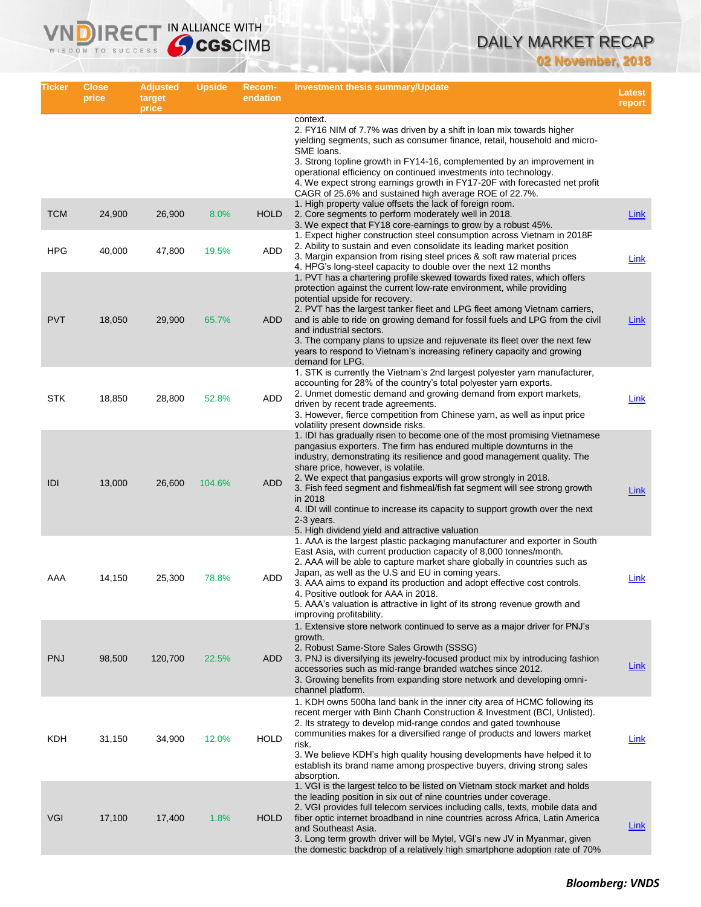| Ticker | Close price | Adjusted target price | Upside | Recom-endation | Investment thesis summary/Update | Latest report |
|---|---|---|---|---|---|---|
| | | | | | context.<br>2. FY16 NIM of 7.7% was driven by a shift in loan mix towards higher yielding segments, such as consumer finance, retail, household and micro-SME loans.<br>3. Strong topline growth in FY14-16, complemented by an improvement in operational efficiency on continued investments into technology.<br>4. We expect strong earnings growth in FY17-20F with forecasted net profit CAGR of 25.6% and sustained high average ROE of 22.7%. | |
| TCM | 24,900 | 26,900 | 8.0% | HOLD | 1. High property value offsets the lack of foreign room.<br>2. Core segments to perform moderately well in 2018.<br>3. We expect that FY18 core-earnings to grow by a robust 45%. | Link |
| HPG | 40,000 | 47,800 | 19.5% | ADD | 1. Expect higher construction steel consumption across Vietnam in 2018F<br>2. Ability to sustain and even consolidate its leading market position<br>3. Margin expansion from rising steel prices & soft raw material prices<br>4. HPG's long-steel capacity to double over the next 12 months | Link |
| PVT | 18,050 | 29,900 | 65.7% | ADD | 1. PVT has a chartering profile skewed towards fixed rates, which offers protection against the current low-rate environment, while providing potential upside for recovery.<br>2. PVT has the largest tanker fleet and LPG fleet among Vietnam carriers, and is able to ride on growing demand for fossil fuels and LPG from the civil and industrial sectors.<br>3. The company plans to upsize and rejuvenate its fleet over the next few years to respond to Vietnam's increasing refinery capacity and growing demand for LPG. | Link |
| STK | 18,850 | 28,800 | 52.8% | ADD | 1. STK is currently the Vietnam's 2nd largest polyester yarn manufacturer, accounting for 28% of the country's total polyester yarn exports.<br>2. Unmet domestic demand and growing demand from export markets, driven by recent trade agreements.<br>3. However, fierce competition from Chinese yarn, as well as input price volatility present downside risks. | Link |
| IDI | 13,000 | 26,600 | 104.6% | ADD | 1. IDI has gradually risen to become one of the most promising Vietnamese pangasius exporters. The firm has endured multiple downturns in the industry, demonstrating its resilience and good management quality. The share price, however, is volatile.<br>2. We expect that pangasius exports will grow strongly in 2018.<br>3. Fish feed segment and fishmeal/fish fat segment will see strong growth in 2018<br>4. IDI will continue to increase its capacity to support growth over the next 2-3 years.<br>5. High dividend yield and attractive valuation | Link |
| AAA | 14,150 | 25,300 | 78.8% | ADD | 1. AAA is the largest plastic packaging manufacturer and exporter in South East Asia, with current production capacity of 8,000 tonnes/month.<br>2. AAA will be able to capture market share globally in countries such as Japan, as well as the U.S and EU in coming years.<br>3. AAA aims to expand its production and adopt effective cost controls.<br>4. Positive outlook for AAA in 2018.<br>5. AAA's valuation is attractive in light of its strong revenue growth and improving profitability. | Link |
| PNJ | 98,500 | 120,700 | 22.5% | ADD | 1. Extensive store network continued to serve as a major driver for PNJ's growth.<br>2. Robust Same-Store Sales Growth (SSSG)<br>3. PNJ is diversifying its jewelry-focused product mix by introducing fashion accessories such as mid-range branded watches since 2012.<br>3. Growing benefits from expanding store network and developing omni-channel platform. | Link |
| KDH | 31,150 | 34,900 | 12.0% | HOLD | 1. KDH owns 500ha land bank in the inner city area of HCMC following its recent merger with Binh Chanh Construction & Investment (BCI, Unlisted).<br>2. Its strategy to develop mid-range condos and gated townhouse communities makes for a diversified range of products and lowers market risk.<br>3. We believe KDH's high quality housing developments have helped it to establish its brand name among prospective buyers, driving strong sales absorption. | Link |
| VGI | 17,100 | 17,400 | 1.8% | HOLD | 1. VGI is the largest telco to be listed on Vietnam stock market and holds the leading position in six out of nine countries under coverage.<br>2. VGI provides full telecom services including calls, texts, mobile data and fiber optic internet broadband in nine countries across Africa, Latin America and Southeast Asia.<br>3. Long term growth driver will be Mytel, VGI's new JV in Myanmar, given the domestic backdrop of a relatively high smartphone adoption rate of 70% | Link |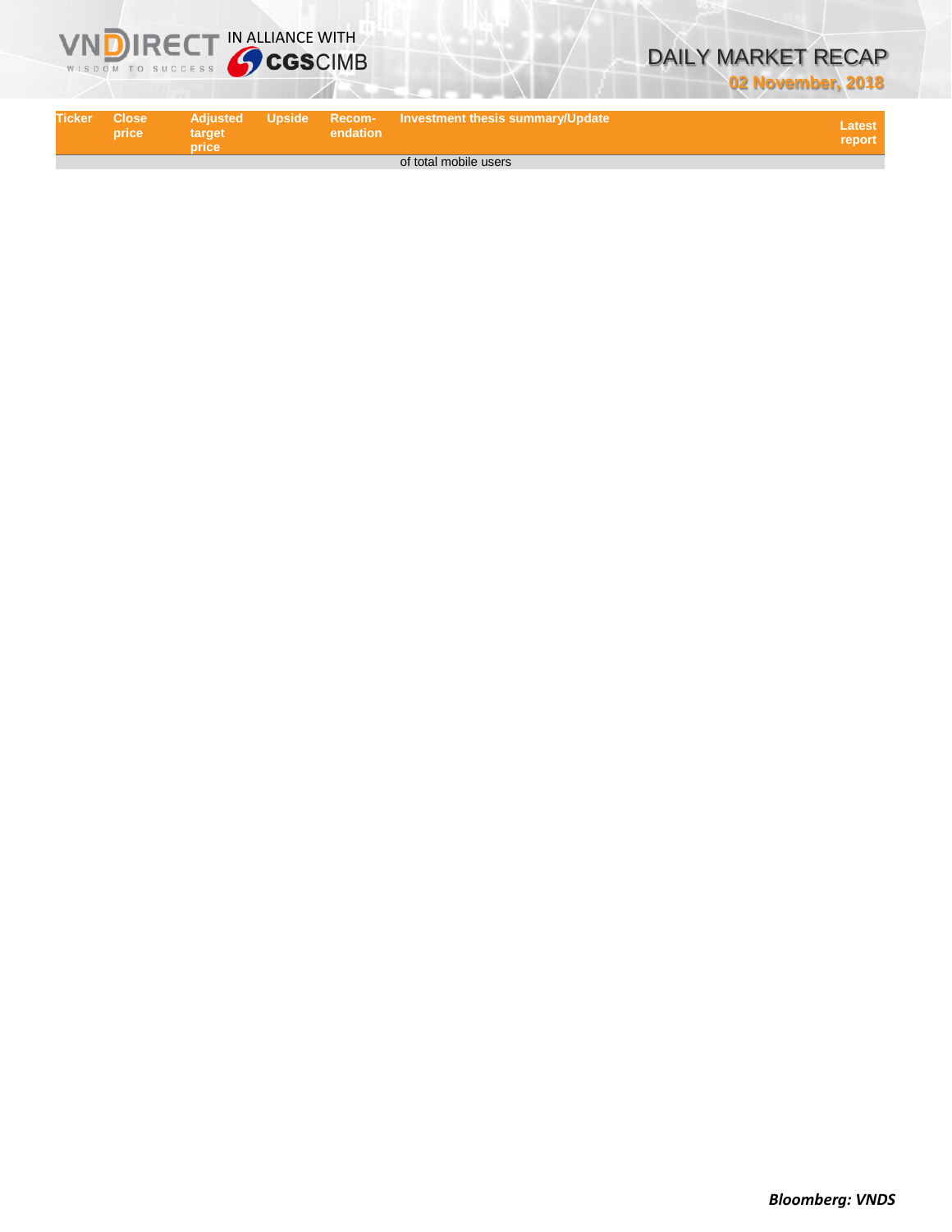| Ticker | Close price | Adjusted target price | Upside | Recom-endation | Investment thesis summary/Update | Latest report |
|---|---|---|---|---|---|---|
| | | | | | of total mobile users | |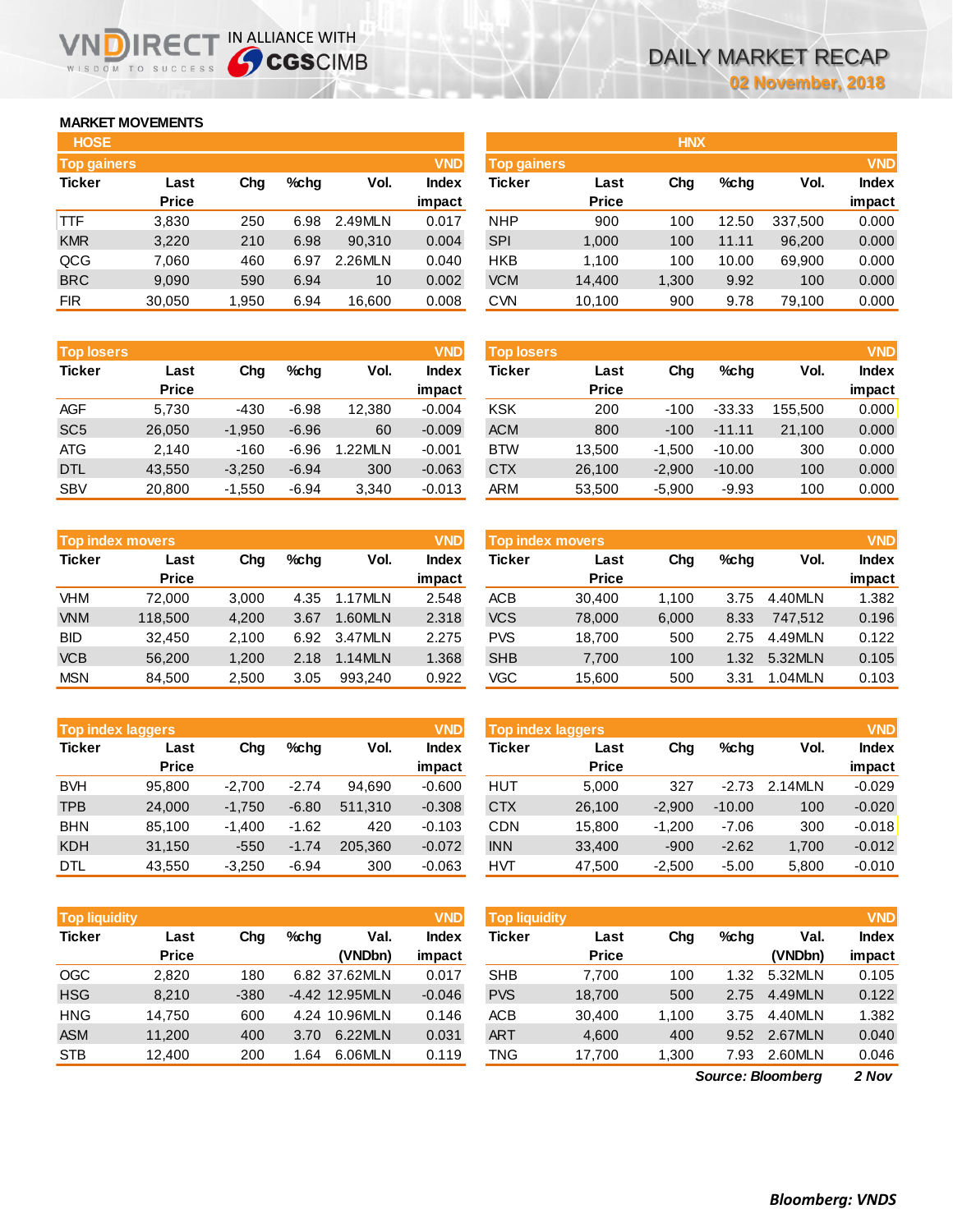# DAILY MARKET RECAP

**02 November, 2018**

## MARKET MOVEMENTS

### HOSE

**Top gainers** (VND)

| Ticker | Last Price | Chg | %chg | Vol. | Index impact |
|---|---|---|---|---|---|
| TTF | 3,830 | 250 | 6.98 | 2.49MLN | 0.017 |
| KMR | 3,220 | 210 | 6.98 | 90,310 | 0.004 |
| QCG | 7,060 | 460 | 6.97 | 2.26MLN | 0.040 |
| BRC | 9,090 | 590 | 6.94 | 10 | 0.002 |
| FIR | 30,050 | 1,950 | 6.94 | 16,600 | 0.008 |

**Top losers** (VND)

| Ticker | Last Price | Chg | %chg | Vol. | Index impact |
|---|---|---|---|---|---|
| AGF | 5,730 | -430 | -6.98 | 12,380 | -0.004 |
| SC5 | 26,050 | -1,950 | -6.96 | 60 | -0.009 |
| ATG | 2,140 | -160 | -6.96 | 1.22MLN | -0.001 |
| DTL | 43,550 | -3,250 | -6.94 | 300 | -0.063 |
| SBV | 20,800 | -1,550 | -6.94 | 3,340 | -0.013 |

**Top index movers** (VND)

| Ticker | Last Price | Chg | %chg | Vol. | Index impact |
|---|---|---|---|---|---|
| VHM | 72,000 | 3,000 | 4.35 | 1.17MLN | 2.548 |
| VNM | 118,500 | 4,200 | 3.67 | 1.60MLN | 2.318 |
| BID | 32,450 | 2,100 | 6.92 | 3.47MLN | 2.275 |
| VCB | 56,200 | 1,200 | 2.18 | 1.14MLN | 1.368 |
| MSN | 84,500 | 2,500 | 3.05 | 993,240 | 0.922 |

**Top index laggers** (VND)

| Ticker | Last Price | Chg | %chg | Vol. | Index impact |
|---|---|---|---|---|---|
| BVH | 95,800 | -2,700 | -2.74 | 94,690 | -0.600 |
| TPB | 24,000 | -1,750 | -6.80 | 511,310 | -0.308 |
| BHN | 85,100 | -1,400 | -1.62 | 420 | -0.103 |
| KDH | 31,150 | -550 | -1.74 | 205,360 | -0.072 |
| DTL | 43,550 | -3,250 | -6.94 | 300 | -0.063 |

**Top liquidity** (VND)

| Ticker | Last Price | Chg | %chg | Val. (VNDbn) | Index impact |
|---|---|---|---|---|---|
| OGC | 2,820 | 180 | 6.82 | 37.62MLN | 0.017 |
| HSG | 8,210 | -380 | -4.42 | 12.95MLN | -0.046 |
| HNG | 14,750 | 600 | 4.24 | 10.96MLN | 0.146 |
| ASM | 11,200 | 400 | 3.70 | 6.22MLN | 0.031 |
| STB | 12,400 | 200 | 1.64 | 6.06MLN | 0.119 |

### HNX

**Top gainers** (VND)

| Ticker | Last Price | Chg | %chg | Vol. | Index impact |
|---|---|---|---|---|---|
| NHP | 900 | 100 | 12.50 | 337,500 | 0.000 |
| SPI | 1,000 | 100 | 11.11 | 96,200 | 0.000 |
| HKB | 1,100 | 100 | 10.00 | 69,900 | 0.000 |
| VCM | 14,400 | 1,300 | 9.92 | 100 | 0.000 |
| CVN | 10,100 | 900 | 9.78 | 79,100 | 0.000 |

**Top losers** (VND)

| Ticker | Last Price | Chg | %chg | Vol. | Index impact |
|---|---|---|---|---|---|
| KSK | 200 | -100 | -33.33 | 155,500 | 0.000 |
| ACM | 800 | -100 | -11.11 | 21,100 | 0.000 |
| BTW | 13,500 | -1,500 | -10.00 | 300 | 0.000 |
| CTX | 26,100 | -2,900 | -10.00 | 100 | 0.000 |
| ARM | 53,500 | -5,900 | -9.93 | 100 | 0.000 |

**Top index movers** (VND)

| Ticker | Last Price | Chg | %chg | Vol. | Index impact |
|---|---|---|---|---|---|
| ACB | 30,400 | 1,100 | 3.75 | 4.40MLN | 1.382 |
| VCS | 78,000 | 6,000 | 8.33 | 747,512 | 0.196 |
| PVS | 18,700 | 500 | 2.75 | 4.49MLN | 0.122 |
| SHB | 7,700 | 100 | 1.32 | 5.32MLN | 0.105 |
| VGC | 15,600 | 500 | 3.31 | 1.04MLN | 0.103 |

**Top index laggers** (VND)

| Ticker | Last Price | Chg | %chg | Vol. | Index impact |
|---|---|---|---|---|---|
| HUT | 5,000 | 327 | -2.73 | 2.14MLN | -0.029 |
| CTX | 26,100 | -2,900 | -10.00 | 100 | -0.020 |
| CDN | 15,800 | -1,200 | -7.06 | 300 | -0.018 |
| INN | 33,400 | -900 | -2.62 | 1,700 | -0.012 |
| HVT | 47,500 | -2,500 | -5.00 | 5,800 | -0.010 |

**Top liquidity** (VND)

| Ticker | Last Price | Chg | %chg | Val. (VNDbn) | Index impact |
|---|---|---|---|---|---|
| SHB | 7,700 | 100 | 1.32 | 5.32MLN | 0.105 |
| PVS | 18,700 | 500 | 2.75 | 4.49MLN | 0.122 |
| ACB | 30,400 | 1,100 | 3.75 | 4.40MLN | 1.382 |
| ART | 4,600 | 400 | 9.52 | 2.67MLN | 0.040 |
| TNG | 17,700 | 1,300 | 7.93 | 2.60MLN | 0.046 |

*Source: Bloomberg* *2 Nov*

***Bloomberg: VNDS***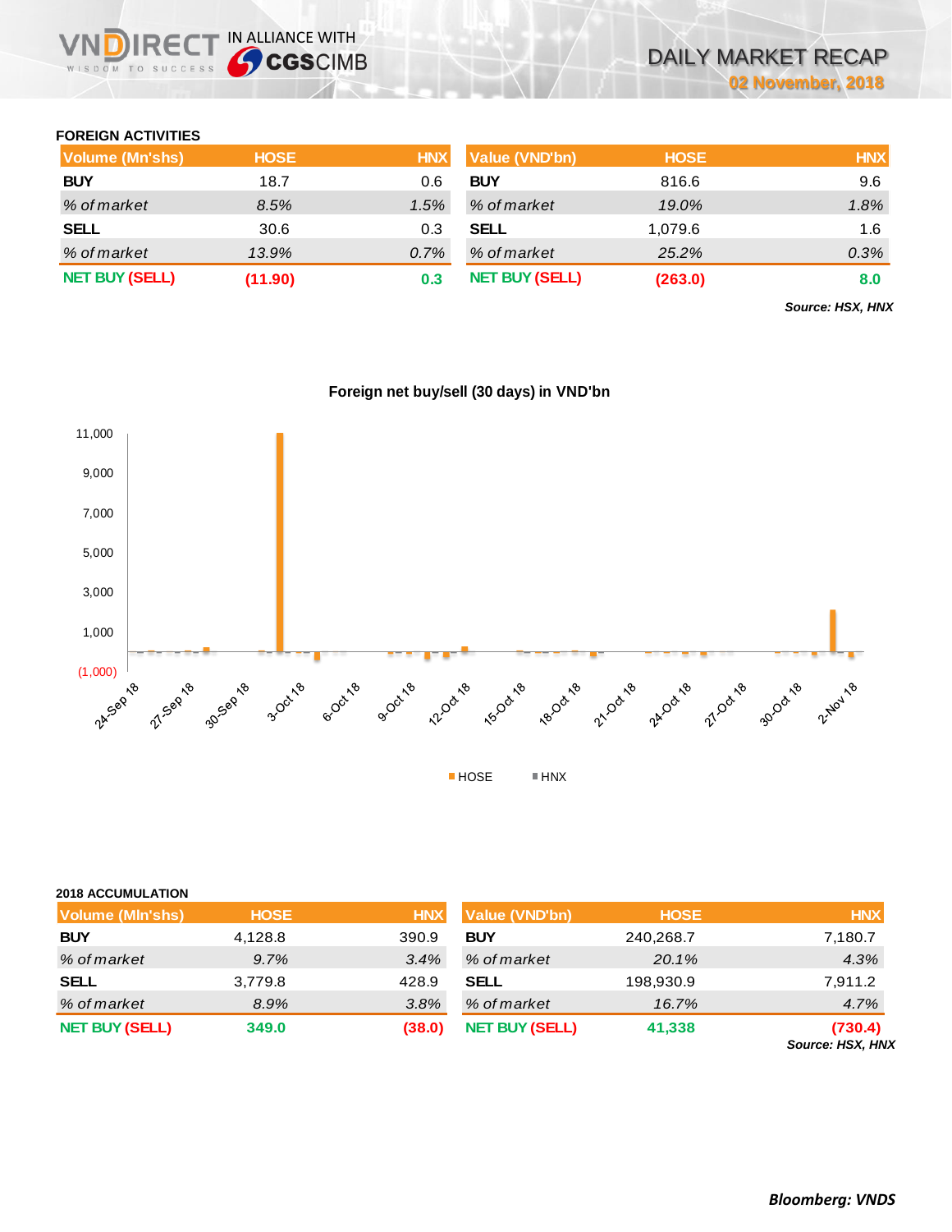## FOREIGN ACTIVITIES

| Volume (Mn'shs) | HOSE | HNX |
|---|---|---|
| **BUY** | 18.7 | 0.6 |
| *% of market* | *8.5%* | *1.5%* |
| **SELL** | 30.6 | 0.3 |
| *% of market* | *13.9%* | *0.7%* |
| **NET BUY (SELL)** | **(11.90)** | **0.3** |

| Value (VND'bn) | HOSE | HNX |
|---|---|---|
| **BUY** | 816.6 | 9.6 |
| *% of market* | *19.0%* | *1.8%* |
| **SELL** | 1,079.6 | 1.6 |
| *% of market* | *25.2%* | *0.3%* |
| **NET BUY (SELL)** | **(263.0)** | **8.0** |

***Source: HSX, HNX***

**Foreign net buy/sell (30 days) in VND'bn**

11,000
9,000
7,000
5,000
3,000
1,000
(1,000)

24-Sep 18
27-Sep 18
30-Sep 18
3-Oct 18
6-Oct 18
9-Oct 18
12-Oct 18
15-Oct 18
18-Oct 18
21-Oct 18
24-Oct 18
27-Oct 18
30-Oct 18
2-Nov 18

HOSE HNX

## 2018 ACCUMULATION

| Volume (Mln'shs) | HOSE | HNX |
|---|---|---|
| **BUY** | 4,128.8 | 390.9 |
| *% of market* | *9.7%* | *3.4%* |
| **SELL** | 3,779.8 | 428.9 |
| *% of market* | *8.9%* | *3.8%* |
| **NET BUY (SELL)** | **349.0** | **(38.0)** |

| Value (VND'bn) | HOSE | HNX |
|---|---|---|
| **BUY** | 240,268.7 | 7,180.7 |
| *% of market* | *20.1%* | *4.3%* |
| **SELL** | 198,930.9 | 7,911.2 |
| *% of market* | *16.7%* | *4.7%* |
| **NET BUY (SELL)** | **41,338** | **(730.4)** |

***Source: HSX, HNX***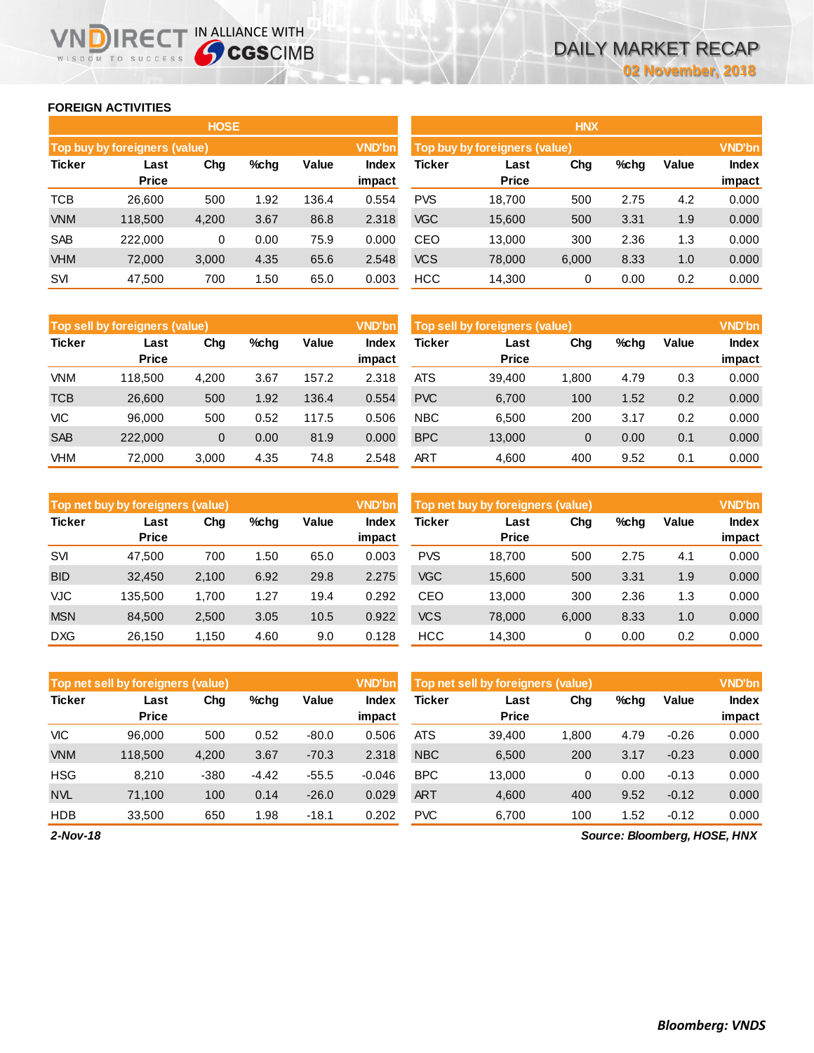# DAILY MARKET RECAP

**02 November, 2018**

## FOREIGN ACTIVITIES

### HOSE

**Top buy by foreigners (value)** — VND'bn

| Ticker | Last Price | Chg | %chg | Value | Index impact |
|---|---|---|---|---|---|
| TCB | 26,600 | 500 | 1.92 | 136.4 | 0.554 |
| VNM | 118,500 | 4,200 | 3.67 | 86.8 | 2.318 |
| SAB | 222,000 | 0 | 0.00 | 75.9 | 0.000 |
| VHM | 72,000 | 3,000 | 4.35 | 65.6 | 2.548 |
| SVI | 47,500 | 700 | 1.50 | 65.0 | 0.003 |

**Top sell by foreigners (value)** — VND'bn

| Ticker | Last Price | Chg | %chg | Value | Index impact |
|---|---|---|---|---|---|
| VNM | 118,500 | 4,200 | 3.67 | 157.2 | 2.318 |
| TCB | 26,600 | 500 | 1.92 | 136.4 | 0.554 |
| VIC | 96,000 | 500 | 0.52 | 117.5 | 0.506 |
| SAB | 222,000 | 0 | 0.00 | 81.9 | 0.000 |
| VHM | 72,000 | 3,000 | 4.35 | 74.8 | 2.548 |

**Top net buy by foreigners (value)** — VND'bn

| Ticker | Last Price | Chg | %chg | Value | Index impact |
|---|---|---|---|---|---|
| SVI | 47,500 | 700 | 1.50 | 65.0 | 0.003 |
| BID | 32,450 | 2,100 | 6.92 | 29.8 | 2.275 |
| VJC | 135,500 | 1,700 | 1.27 | 19.4 | 0.292 |
| MSN | 84,500 | 2,500 | 3.05 | 10.5 | 0.922 |
| DXG | 26,150 | 1,150 | 4.60 | 9.0 | 0.128 |

**Top net sell by foreigners (value)** — VND'bn

| Ticker | Last Price | Chg | %chg | Value | Index impact |
|---|---|---|---|---|---|
| VIC | 96,000 | 500 | 0.52 | -80.0 | 0.506 |
| VNM | 118,500 | 4,200 | 3.67 | -70.3 | 2.318 |
| HSG | 8,210 | -380 | -4.42 | -55.5 | -0.046 |
| NVL | 71,100 | 100 | 0.14 | -26.0 | 0.029 |
| HDB | 33,500 | 650 | 1.98 | -18.1 | 0.202 |

### HNX

**Top buy by foreigners (value)** — VND'bn

| Ticker | Last Price | Chg | %chg | Value | Index impact |
|---|---|---|---|---|---|
| PVS | 18,700 | 500 | 2.75 | 4.2 | 0.000 |
| VGC | 15,600 | 500 | 3.31 | 1.9 | 0.000 |
| CEO | 13,000 | 300 | 2.36 | 1.3 | 0.000 |
| VCS | 78,000 | 6,000 | 8.33 | 1.0 | 0.000 |
| HCC | 14,300 | 0 | 0.00 | 0.2 | 0.000 |

**Top sell by foreigners (value)** — VND'bn

| Ticker | Last Price | Chg | %chg | Value | Index impact |
|---|---|---|---|---|---|
| ATS | 39,400 | 1,800 | 4.79 | 0.3 | 0.000 |
| PVC | 6,700 | 100 | 1.52 | 0.2 | 0.000 |
| NBC | 6,500 | 200 | 3.17 | 0.2 | 0.000 |
| BPC | 13,000 | 0 | 0.00 | 0.1 | 0.000 |
| ART | 4,600 | 400 | 9.52 | 0.1 | 0.000 |

**Top net buy by foreigners (value)** — VND'bn

| Ticker | Last Price | Chg | %chg | Value | Index impact |
|---|---|---|---|---|---|
| PVS | 18,700 | 500 | 2.75 | 4.1 | 0.000 |
| VGC | 15,600 | 500 | 3.31 | 1.9 | 0.000 |
| CEO | 13,000 | 300 | 2.36 | 1.3 | 0.000 |
| VCS | 78,000 | 6,000 | 8.33 | 1.0 | 0.000 |
| HCC | 14,300 | 0 | 0.00 | 0.2 | 0.000 |

**Top net sell by foreigners (value)** — VND'bn

| Ticker | Last Price | Chg | %chg | Value | Index impact |
|---|---|---|---|---|---|
| ATS | 39,400 | 1,800 | 4.79 | -0.26 | 0.000 |
| NBC | 6,500 | 200 | 3.17 | -0.23 | 0.000 |
| BPC | 13,000 | 0 | 0.00 | -0.13 | 0.000 |
| ART | 4,600 | 400 | 9.52 | -0.12 | 0.000 |
| PVC | 6,700 | 100 | 1.52 | -0.12 | 0.000 |

*2-Nov-18*

*Source: Bloomberg, HOSE, HNX*

***Bloomberg: VNDS***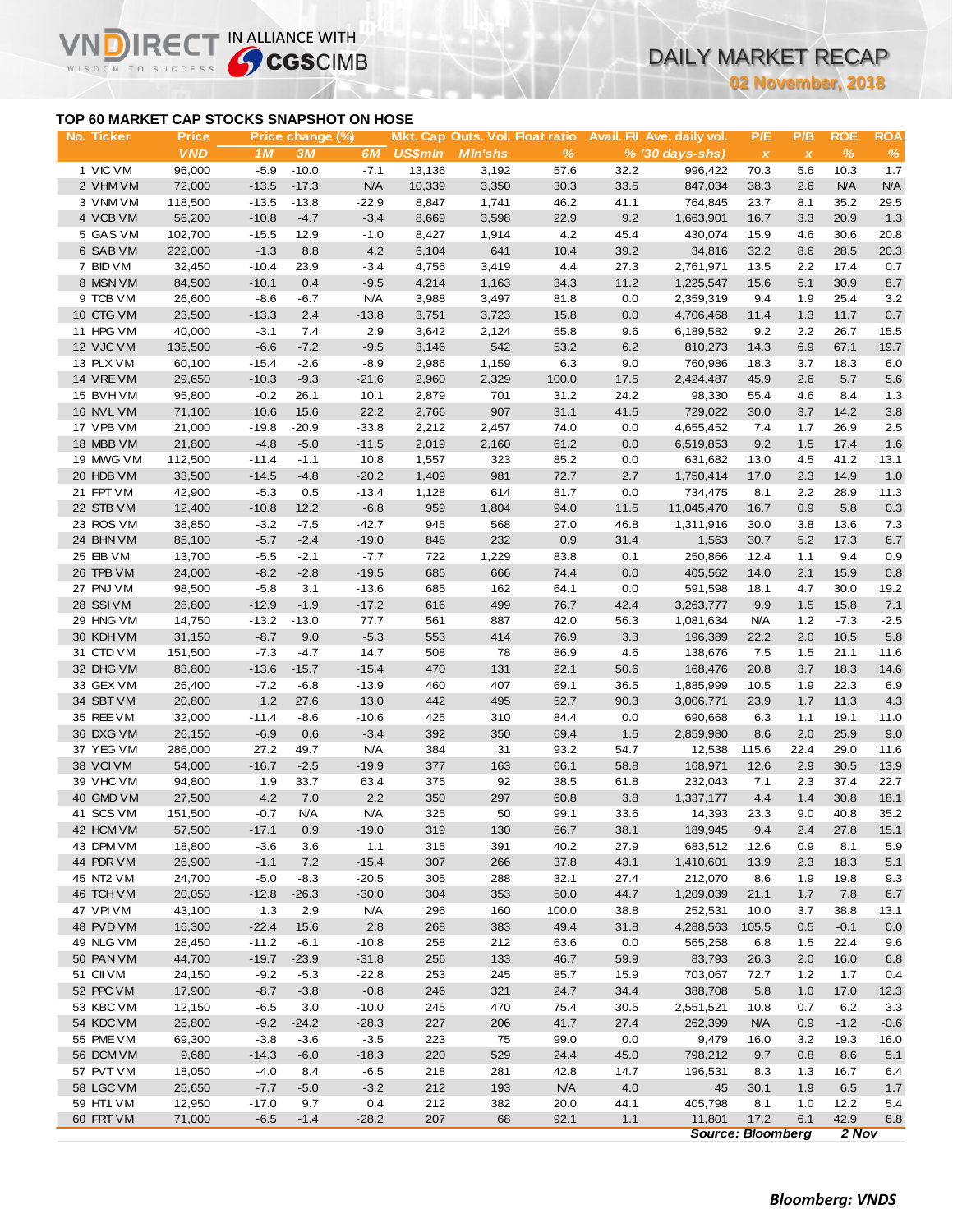DAILY MARKET RECAP

02 November, 2018

## TOP 60 MARKET CAP STOCKS SNAPSHOT ON HOSE

| No. | Ticker | Price | Price change (%) | | | Mkt. Cap | Outs. Vol. | Float ratio | Avail. FII | Ave. daily vol. | P/E | P/B | ROE | ROA |
|---|---|---|---|---|---|---|---|---|---|---|---|---|---|---|
| | | VND | 1M | 3M | 6M | US$mln | Mln'shs | % | % | (30 days-shs) | x | x | % | % |
| 1 | VIC VM | 96,000 | -5.9 | -10.0 | -7.1 | 13,136 | 3,192 | 57.6 | 32.2 | 996,422 | 70.3 | 5.6 | 10.3 | 1.7 |
| 2 | VHM VM | 72,000 | -13.5 | -17.3 | N/A | 10,339 | 3,350 | 30.3 | 33.5 | 847,034 | 38.3 | 2.6 | N/A | N/A |
| 3 | VNM VM | 118,500 | -13.5 | -13.8 | -22.9 | 8,847 | 1,741 | 46.2 | 41.1 | 764,845 | 23.7 | 8.1 | 35.2 | 29.5 |
| 4 | VCB VM | 56,200 | -10.8 | -4.7 | -3.4 | 8,669 | 3,598 | 22.9 | 9.2 | 1,663,901 | 16.7 | 3.3 | 20.9 | 1.3 |
| 5 | GAS VM | 102,700 | -15.5 | 12.9 | -1.0 | 8,427 | 1,914 | 4.2 | 45.4 | 430,074 | 15.9 | 4.6 | 30.6 | 20.8 |
| 6 | SAB VM | 222,000 | -1.3 | 8.8 | 4.2 | 6,104 | 641 | 10.4 | 39.2 | 34,816 | 32.2 | 8.6 | 28.5 | 20.3 |
| 7 | BID VM | 32,450 | -10.4 | 23.9 | -3.4 | 4,756 | 3,419 | 4.4 | 27.3 | 2,761,971 | 13.5 | 2.2 | 17.4 | 0.7 |
| 8 | MSN VM | 84,500 | -10.1 | 0.4 | -9.5 | 4,214 | 1,163 | 34.3 | 11.2 | 1,225,547 | 15.6 | 5.1 | 30.9 | 8.7 |
| 9 | TCB VM | 26,600 | -8.6 | -6.7 | N/A | 3,988 | 3,497 | 81.8 | 0.0 | 2,359,319 | 9.4 | 1.9 | 25.4 | 3.2 |
| 10 | CTG VM | 23,500 | -13.3 | 2.4 | -13.8 | 3,751 | 3,723 | 15.8 | 0.0 | 4,706,468 | 11.4 | 1.3 | 11.7 | 0.7 |
| 11 | HPG VM | 40,000 | -3.1 | 7.4 | 2.9 | 3,642 | 2,124 | 55.8 | 9.6 | 6,189,582 | 9.2 | 2.2 | 26.7 | 15.5 |
| 12 | VJC VM | 135,500 | -6.6 | -7.2 | -9.5 | 3,146 | 542 | 53.2 | 6.2 | 810,273 | 14.3 | 6.9 | 67.1 | 19.7 |
| 13 | PLX VM | 60,100 | -15.4 | -2.6 | -8.9 | 2,986 | 1,159 | 6.3 | 9.0 | 760,986 | 18.3 | 3.7 | 18.3 | 6.0 |
| 14 | VRE VM | 29,650 | -10.3 | -9.3 | -21.6 | 2,960 | 2,329 | 100.0 | 17.5 | 2,424,487 | 45.9 | 2.6 | 5.7 | 5.6 |
| 15 | BVH VM | 95,800 | -0.2 | 26.1 | 10.1 | 2,879 | 701 | 31.2 | 24.2 | 98,330 | 55.4 | 4.6 | 8.4 | 1.3 |
| 16 | NVL VM | 71,100 | 10.6 | 15.6 | 22.2 | 2,766 | 907 | 31.1 | 41.5 | 729,022 | 30.0 | 3.7 | 14.2 | 3.8 |
| 17 | VPB VM | 21,000 | -19.8 | -20.9 | -33.8 | 2,212 | 2,457 | 74.0 | 0.0 | 4,655,452 | 7.4 | 1.7 | 26.9 | 2.5 |
| 18 | MBB VM | 21,800 | -4.8 | -5.0 | -11.5 | 2,019 | 2,160 | 61.2 | 0.0 | 6,519,853 | 9.2 | 1.5 | 17.4 | 1.6 |
| 19 | MWG VM | 112,500 | -11.4 | -1.1 | 10.8 | 1,557 | 323 | 85.2 | 0.0 | 631,682 | 13.0 | 4.5 | 41.2 | 13.1 |
| 20 | HDB VM | 33,500 | -14.5 | -4.8 | -20.2 | 1,409 | 981 | 72.7 | 2.7 | 1,750,414 | 17.0 | 2.3 | 14.9 | 1.0 |
| 21 | FPT VM | 42,900 | -5.3 | 0.5 | -13.4 | 1,128 | 614 | 81.7 | 0.0 | 734,475 | 8.1 | 2.2 | 28.9 | 11.3 |
| 22 | STB VM | 12,400 | -10.8 | 12.2 | -6.8 | 959 | 1,804 | 94.0 | 11.5 | 11,045,470 | 16.7 | 0.9 | 5.8 | 0.3 |
| 23 | ROS VM | 38,850 | -3.2 | -7.5 | -42.7 | 945 | 568 | 27.0 | 46.8 | 1,311,916 | 30.0 | 3.8 | 13.6 | 7.3 |
| 24 | BHN VM | 85,100 | -5.7 | -2.4 | -19.0 | 846 | 232 | 0.9 | 31.4 | 1,563 | 30.7 | 5.2 | 17.3 | 6.7 |
| 25 | EIB VM | 13,700 | -5.5 | -2.1 | -7.7 | 722 | 1,229 | 83.8 | 0.1 | 250,866 | 12.4 | 1.1 | 9.4 | 0.9 |
| 26 | TPB VM | 24,000 | -8.2 | -2.8 | -19.5 | 685 | 666 | 74.4 | 0.0 | 405,562 | 14.0 | 2.1 | 15.9 | 0.8 |
| 27 | PNJ VM | 98,500 | -5.8 | 3.1 | -13.6 | 685 | 162 | 64.1 | 0.0 | 591,598 | 18.1 | 4.7 | 30.0 | 19.2 |
| 28 | SSI VM | 28,800 | -12.9 | -1.9 | -17.2 | 616 | 499 | 76.7 | 42.4 | 3,263,777 | 9.9 | 1.5 | 15.8 | 7.1 |
| 29 | HNG VM | 14,750 | -13.2 | -13.0 | 77.7 | 561 | 887 | 42.0 | 56.3 | 1,081,634 | N/A | 1.2 | -7.3 | -2.5 |
| 30 | KDH VM | 31,150 | -8.7 | 9.0 | -5.3 | 553 | 414 | 76.9 | 3.3 | 196,389 | 22.2 | 2.0 | 10.5 | 5.8 |
| 31 | CTD VM | 151,500 | -7.3 | -4.7 | 14.7 | 508 | 78 | 86.9 | 4.6 | 138,676 | 7.5 | 1.5 | 21.1 | 11.6 |
| 32 | DHG VM | 83,800 | -13.6 | -15.7 | -15.4 | 470 | 131 | 22.1 | 50.6 | 168,476 | 20.8 | 3.7 | 18.3 | 14.6 |
| 33 | GEX VM | 26,400 | -7.2 | -6.8 | -13.9 | 460 | 407 | 69.1 | 36.5 | 1,885,999 | 10.5 | 1.9 | 22.3 | 6.9 |
| 34 | SBT VM | 20,800 | 1.2 | 27.6 | 13.0 | 442 | 495 | 52.7 | 90.3 | 3,006,771 | 23.9 | 1.7 | 11.3 | 4.3 |
| 35 | REE VM | 32,000 | -11.4 | -8.6 | -10.6 | 425 | 310 | 84.4 | 0.0 | 690,668 | 6.3 | 1.1 | 19.1 | 11.0 |
| 36 | DXG VM | 26,150 | -6.9 | 0.6 | -3.4 | 392 | 350 | 69.4 | 1.5 | 2,859,980 | 8.6 | 2.0 | 25.9 | 9.0 |
| 37 | YEG VM | 286,000 | 27.2 | 49.7 | N/A | 384 | 31 | 93.2 | 54.7 | 12,538 | 115.6 | 22.4 | 29.0 | 11.6 |
| 38 | VCI VM | 54,000 | -16.7 | -2.5 | -19.9 | 377 | 163 | 66.1 | 58.8 | 168,971 | 12.6 | 2.9 | 30.5 | 13.9 |
| 39 | VHC VM | 94,800 | 1.9 | 33.7 | 63.4 | 375 | 92 | 38.5 | 61.8 | 232,043 | 7.1 | 2.3 | 37.4 | 22.7 |
| 40 | GMD VM | 27,500 | 4.2 | 7.0 | 2.2 | 350 | 297 | 60.8 | 3.8 | 1,337,177 | 4.4 | 1.4 | 30.8 | 18.1 |
| 41 | SCS VM | 151,500 | -0.7 | N/A | N/A | 325 | 50 | 99.1 | 33.6 | 14,393 | 23.3 | 9.0 | 40.8 | 35.2 |
| 42 | HCM VM | 57,500 | -17.1 | 0.9 | -19.0 | 319 | 130 | 66.7 | 38.1 | 189,945 | 9.4 | 2.4 | 27.8 | 15.1 |
| 43 | DPM VM | 18,800 | -3.6 | 3.6 | 1.1 | 315 | 391 | 40.2 | 27.9 | 683,512 | 12.6 | 0.9 | 8.1 | 5.9 |
| 44 | PDR VM | 26,900 | -1.1 | 7.2 | -15.4 | 307 | 266 | 37.8 | 43.1 | 1,410,601 | 13.9 | 2.3 | 18.3 | 5.1 |
| 45 | NT2 VM | 24,700 | -5.0 | -8.3 | -20.5 | 305 | 288 | 32.1 | 27.4 | 212,070 | 8.6 | 1.9 | 19.8 | 9.3 |
| 46 | TCH VM | 20,050 | -12.8 | -26.3 | -30.0 | 304 | 353 | 50.0 | 44.7 | 1,209,039 | 21.1 | 1.7 | 7.8 | 6.7 |
| 47 | VPI VM | 43,100 | 1.3 | 2.9 | N/A | 296 | 160 | 100.0 | 38.8 | 252,531 | 10.0 | 3.7 | 38.8 | 13.1 |
| 48 | PVD VM | 16,300 | -22.4 | 15.6 | 2.8 | 268 | 383 | 49.4 | 31.8 | 4,288,563 | 105.5 | 0.5 | -0.1 | 0.0 |
| 49 | NLG VM | 28,450 | -11.2 | -6.1 | -10.8 | 258 | 212 | 63.6 | 0.0 | 565,258 | 6.8 | 1.5 | 22.4 | 9.6 |
| 50 | PAN VM | 44,700 | -19.7 | -23.9 | -31.8 | 256 | 133 | 46.7 | 59.9 | 83,793 | 26.3 | 2.0 | 16.0 | 6.8 |
| 51 | CII VM | 24,150 | -9.2 | -5.3 | -22.8 | 253 | 245 | 85.7 | 15.9 | 703,067 | 72.7 | 1.2 | 1.7 | 0.4 |
| 52 | PPC VM | 17,900 | -8.7 | -3.8 | -0.8 | 246 | 321 | 24.7 | 34.4 | 388,708 | 5.8 | 1.0 | 17.0 | 12.3 |
| 53 | KBC VM | 12,150 | -6.5 | 3.0 | -10.0 | 245 | 470 | 75.4 | 30.5 | 2,551,521 | 10.8 | 0.7 | 6.2 | 3.3 |
| 54 | KDC VM | 25,800 | -9.2 | -24.2 | -28.3 | 227 | 206 | 41.7 | 27.4 | 262,399 | N/A | 0.9 | -1.2 | -0.6 |
| 55 | PME VM | 69,300 | -3.8 | -3.6 | -3.5 | 223 | 75 | 99.0 | 0.0 | 9,479 | 16.0 | 3.2 | 19.3 | 16.0 |
| 56 | DCM VM | 9,680 | -14.3 | -6.0 | -18.3 | 220 | 529 | 24.4 | 45.0 | 798,212 | 9.7 | 0.8 | 8.6 | 5.1 |
| 57 | PVT VM | 18,050 | -4.0 | 8.4 | -6.5 | 218 | 281 | 42.8 | 14.7 | 196,531 | 8.3 | 1.3 | 16.7 | 6.4 |
| 58 | LGC VM | 25,650 | -7.7 | -5.0 | -3.2 | 212 | 193 | N/A | 4.0 | 45 | 30.1 | 1.9 | 6.5 | 1.7 |
| 59 | HT1 VM | 12,950 | -17.0 | 9.7 | 0.4 | 212 | 382 | 20.0 | 44.1 | 405,798 | 8.1 | 1.0 | 12.2 | 5.4 |
| 60 | FRT VM | 71,000 | -6.5 | -1.4 | -28.2 | 207 | 68 | 92.1 | 1.1 | 11,801 | 17.2 | 6.1 | 42.9 | 6.8 |

*Source: Bloomberg* *2 Nov*

***Bloomberg: VNDS***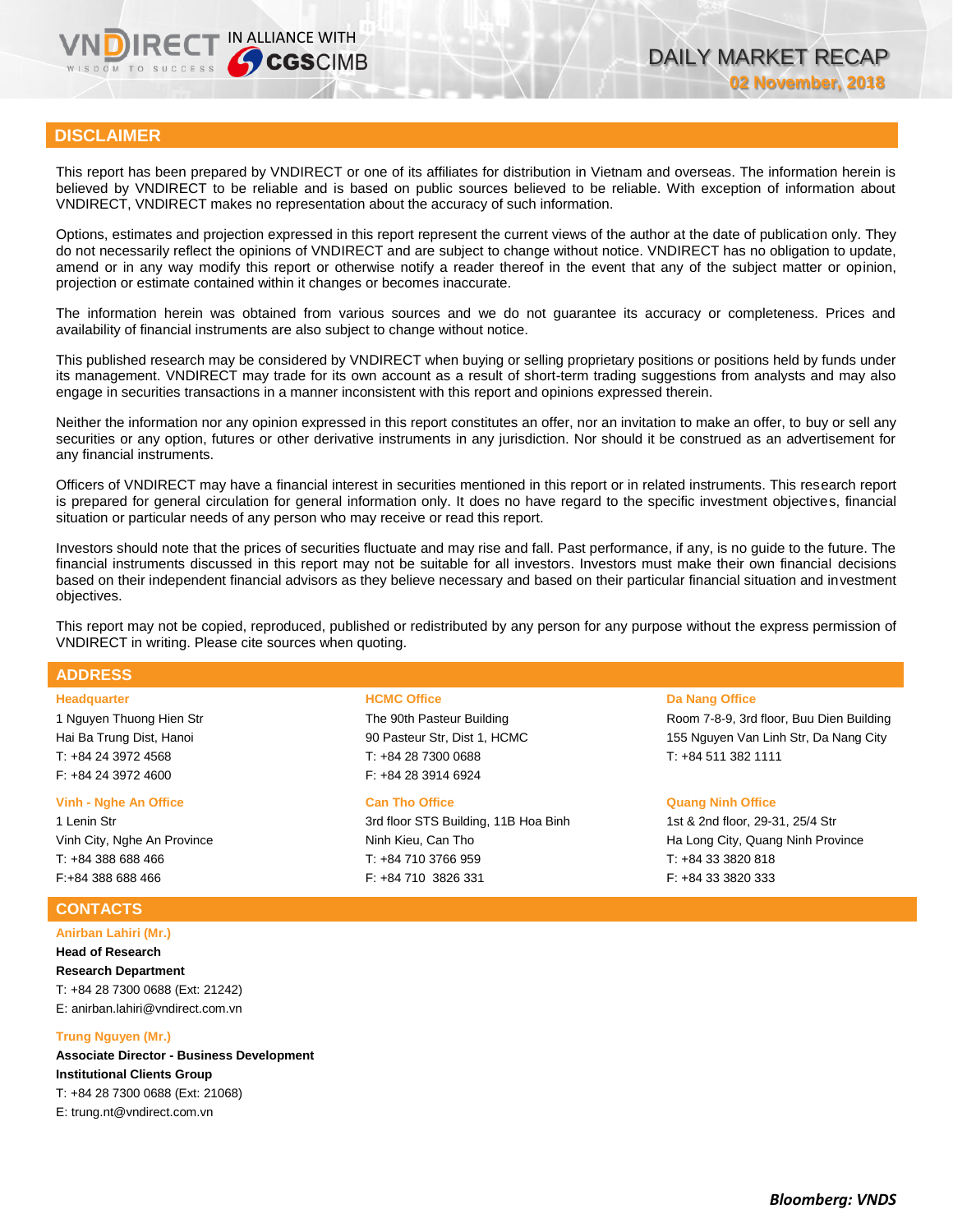## DISCLAIMER

This report has been prepared by VNDIRECT or one of its affiliates for distribution in Vietnam and overseas. The information herein is believed by VNDIRECT to be reliable and is based on public sources believed to be reliable. With exception of information about VNDIRECT, VNDIRECT makes no representation about the accuracy of such information.

Options, estimates and projection expressed in this report represent the current views of the author at the date of publication only. They do not necessarily reflect the opinions of VNDIRECT and are subject to change without notice. VNDIRECT has no obligation to update, amend or in any way modify this report or otherwise notify a reader thereof in the event that any of the subject matter or opinion, projection or estimate contained within it changes or becomes inaccurate.

The information herein was obtained from various sources and we do not guarantee its accuracy or completeness. Prices and availability of financial instruments are also subject to change without notice.

This published research may be considered by VNDIRECT when buying or selling proprietary positions or positions held by funds under its management. VNDIRECT may trade for its own account as a result of short-term trading suggestions from analysts and may also engage in securities transactions in a manner inconsistent with this report and opinions expressed therein.

Neither the information nor any opinion expressed in this report constitutes an offer, nor an invitation to make an offer, to buy or sell any securities or any option, futures or other derivative instruments in any jurisdiction. Nor should it be construed as an advertisement for any financial instruments.

Officers of VNDIRECT may have a financial interest in securities mentioned in this report or in related instruments. This research report is prepared for general circulation for general information only. It does no have regard to the specific investment objectives, financial situation or particular needs of any person who may receive or read this report.

Investors should note that the prices of securities fluctuate and may rise and fall. Past performance, if any, is no guide to the future. The financial instruments discussed in this report may not be suitable for all investors. Investors must make their own financial decisions based on their independent financial advisors as they believe necessary and based on their particular financial situation and investment objectives.

This report may not be copied, reproduced, published or redistributed by any person for any purpose without the express permission of VNDIRECT in writing. Please cite sources when quoting.

## ADDRESS

**Headquarter**
1 Nguyen Thuong Hien Str
Hai Ba Trung Dist, Hanoi
T: +84 24 3972 4568
F: +84 24 3972 4600

**HCMC Office**
The 90th Pasteur Building
90 Pasteur Str, Dist 1, HCMC
T: +84 28 7300 0688
F: +84 28 3914 6924

**Da Nang Office**
Room 7-8-9, 3rd floor, Buu Dien Building
155 Nguyen Van Linh Str, Da Nang City
T: +84 511 382 1111

**Vinh - Nghe An Office**
1 Lenin Str
Vinh City, Nghe An Province
T: +84 388 688 466
F:+84 388 688 466

**Can Tho Office**
3rd floor STS Building, 11B Hoa Binh
Ninh Kieu, Can Tho
T: +84 710 3766 959
F: +84 710 3826 331

**Quang Ninh Office**
1st & 2nd floor, 29-31, 25/4 Str
Ha Long City, Quang Ninh Province
T: +84 33 3820 818
F: +84 33 3820 333

## CONTACTS

**Anirban Lahiri (Mr.)**
**Head of Research**
**Research Department**
T: +84 28 7300 0688 (Ext: 21242)
E: anirban.lahiri@vndirect.com.vn

**Trung Nguyen (Mr.)**
**Associate Director - Business Development**
**Institutional Clients Group**
T: +84 28 7300 0688 (Ext: 21068)
E: trung.nt@vndirect.com.vn

***Bloomberg: VNDS***